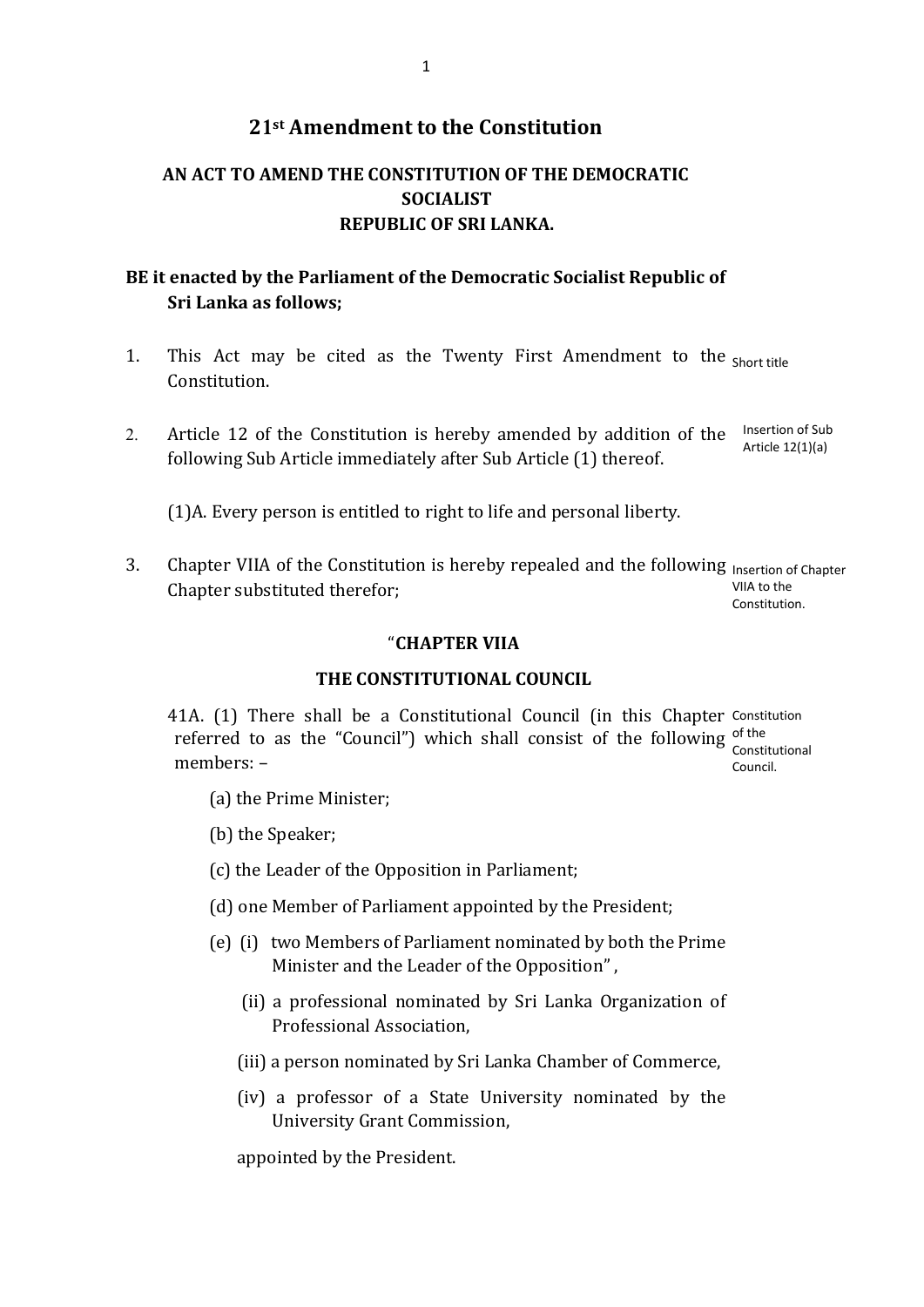# 21st Amendment to the Constitution

## AN ACT TO AMEND THE CONSTITUTION OF THE DEMOCRATIC SOCIALIST REPUBLIC OF SRI LANKA.

**BE it enacted by the Parliament of the Democratic Socialist Republic of Sri Lanka as follows;**

1. This Act may be cited as the Twenty First Amendment to the Constitution. *Short title*

2. Article 12 of the Constitution is hereby amended by addition of the following Sub Article immediately after Sub Article (1) thereof. *Insertion of Sub Article 12(1)(a)*

   (1)A. Every person is entitled to right to life and personal liberty.

3. Chapter VIIA of the Constitution is hereby repealed and the following Chapter substituted therefor; *Insertion of Chapter VIIA to the Constitution.*

### "CHAPTER VIIA

### THE CONSTITUTIONAL COUNCIL

41A. (1) There shall be a Constitutional Council (in this Chapter referred to as the "Council") which shall consist of the following members: – *Constitution of the Constitutional Council.*

(a) the Prime Minister;

(b) the Speaker;

(c) the Leader of the Opposition in Parliament;

(d) one Member of Parliament appointed by the President;

(e) (i) two Members of Parliament nominated by both the Prime Minister and the Leader of the Opposition",

(ii) a professional nominated by Sri Lanka Organization of Professional Association,

(iii) a person nominated by Sri Lanka Chamber of Commerce,

(iv) a professor of a State University nominated by the University Grant Commission,

appointed by the President.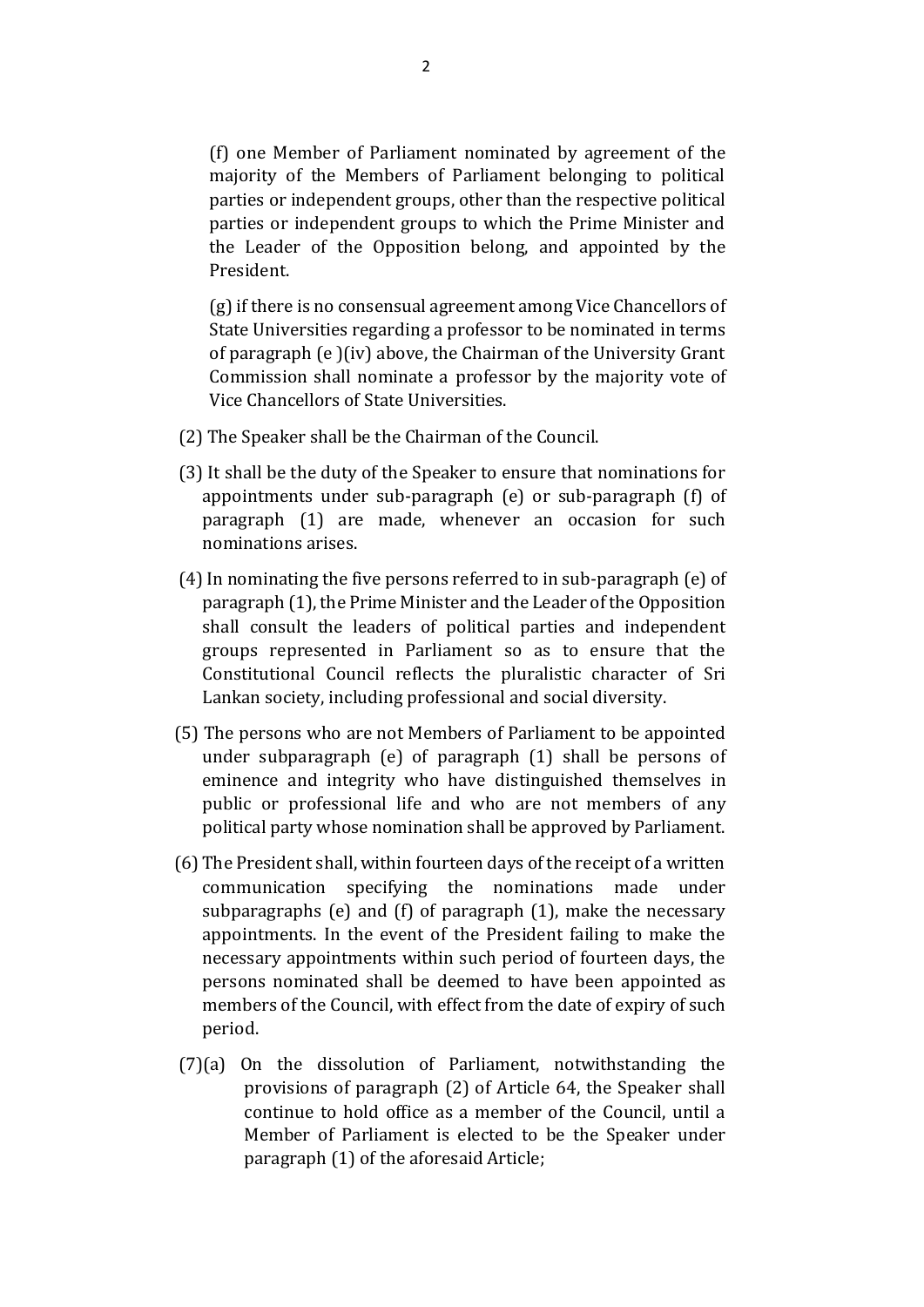(f) one Member of Parliament nominated by agreement of the majority of the Members of Parliament belonging to political parties or independent groups, other than the respective political parties or independent groups to which the Prime Minister and the Leader of the Opposition belong, and appointed by the President.

(g) if there is no consensual agreement among Vice Chancellors of State Universities regarding a professor to be nominated in terms of paragraph (e )(iv) above, the Chairman of the University Grant Commission shall nominate a professor by the majority vote of Vice Chancellors of State Universities.

(2) The Speaker shall be the Chairman of the Council.

(3) It shall be the duty of the Speaker to ensure that nominations for appointments under sub-paragraph (e) or sub-paragraph (f) of paragraph (1) are made, whenever an occasion for such nominations arises.

(4) In nominating the five persons referred to in sub-paragraph (e) of paragraph (1), the Prime Minister and the Leader of the Opposition shall consult the leaders of political parties and independent groups represented in Parliament so as to ensure that the Constitutional Council reflects the pluralistic character of Sri Lankan society, including professional and social diversity.

(5) The persons who are not Members of Parliament to be appointed under subparagraph (e) of paragraph (1) shall be persons of eminence and integrity who have distinguished themselves in public or professional life and who are not members of any political party whose nomination shall be approved by Parliament.

(6) The President shall, within fourteen days of the receipt of a written communication specifying the nominations made under subparagraphs (e) and (f) of paragraph (1), make the necessary appointments. In the event of the President failing to make the necessary appointments within such period of fourteen days, the persons nominated shall be deemed to have been appointed as members of the Council, with effect from the date of expiry of such period.

(7)(a) On the dissolution of Parliament, notwithstanding the provisions of paragraph (2) of Article 64, the Speaker shall continue to hold office as a member of the Council, until a Member of Parliament is elected to be the Speaker under paragraph (1) of the aforesaid Article;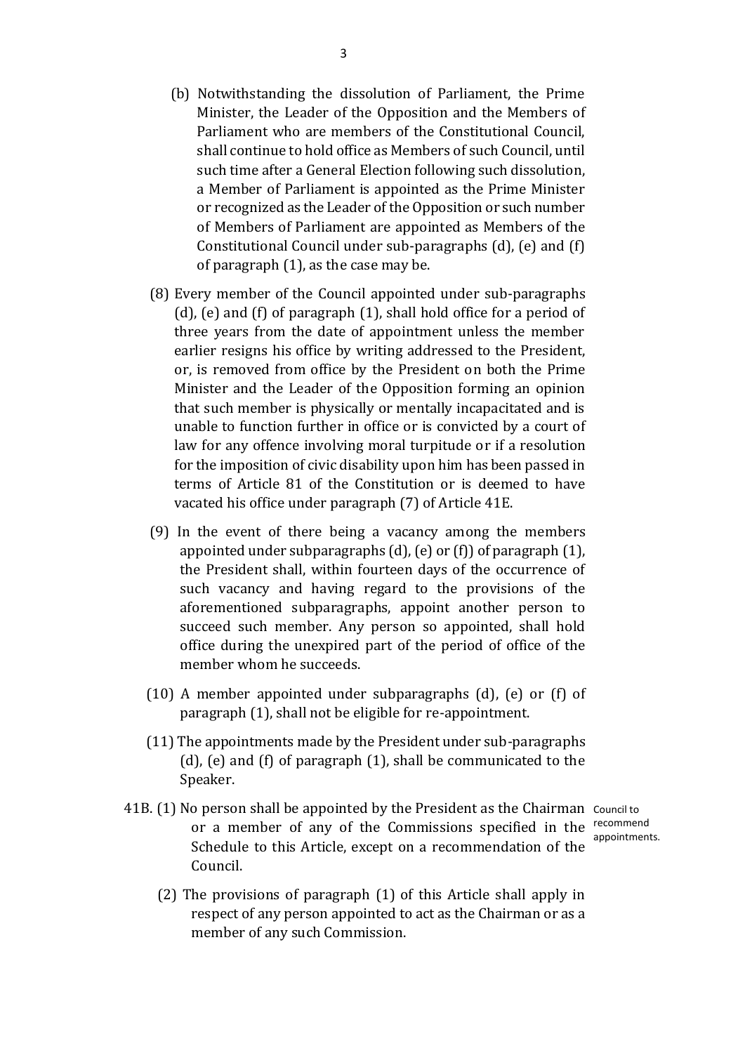(b) Notwithstanding the dissolution of Parliament, the Prime Minister, the Leader of the Opposition and the Members of Parliament who are members of the Constitutional Council, shall continue to hold office as Members of such Council, until such time after a General Election following such dissolution, a Member of Parliament is appointed as the Prime Minister or recognized as the Leader of the Opposition or such number of Members of Parliament are appointed as Members of the Constitutional Council under sub-paragraphs (d), (e) and (f) of paragraph (1), as the case may be.

(8) Every member of the Council appointed under sub-paragraphs (d), (e) and (f) of paragraph (1), shall hold office for a period of three years from the date of appointment unless the member earlier resigns his office by writing addressed to the President, or, is removed from office by the President on both the Prime Minister and the Leader of the Opposition forming an opinion that such member is physically or mentally incapacitated and is unable to function further in office or is convicted by a court of law for any offence involving moral turpitude or if a resolution for the imposition of civic disability upon him has been passed in terms of Article 81 of the Constitution or is deemed to have vacated his office under paragraph (7) of Article 41E.

(9) In the event of there being a vacancy among the members appointed under subparagraphs (d), (e) or (f)) of paragraph (1), the President shall, within fourteen days of the occurrence of such vacancy and having regard to the provisions of the aforementioned subparagraphs, appoint another person to succeed such member. Any person so appointed, shall hold office during the unexpired part of the period of office of the member whom he succeeds.

(10) A member appointed under subparagraphs (d), (e) or (f) of paragraph (1), shall not be eligible for re-appointment.

(11) The appointments made by the President under sub-paragraphs (d), (e) and (f) of paragraph (1), shall be communicated to the Speaker.

*Council to recommend appointments.*

41B. (1) No person shall be appointed by the President as the Chairman or a member of any of the Commissions specified in the Schedule to this Article, except on a recommendation of the Council.

(2) The provisions of paragraph (1) of this Article shall apply in respect of any person appointed to act as the Chairman or as a member of any such Commission.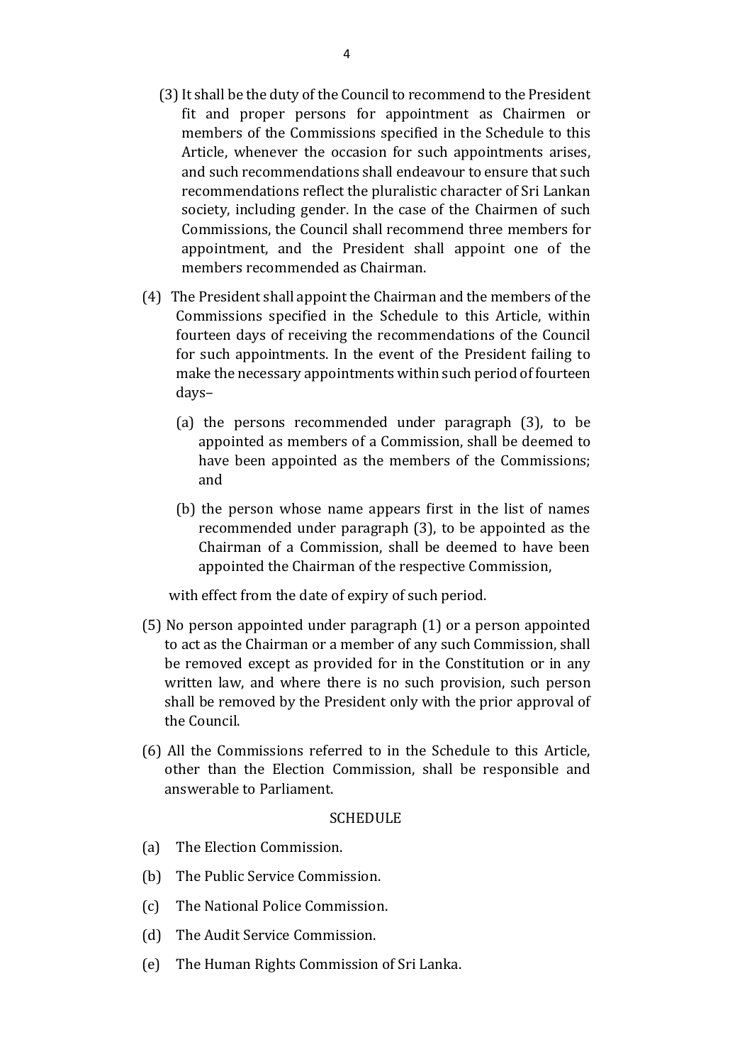(3) It shall be the duty of the Council to recommend to the President fit and proper persons for appointment as Chairmen or members of the Commissions specified in the Schedule to this Article, whenever the occasion for such appointments arises, and such recommendations shall endeavour to ensure that such recommendations reflect the pluralistic character of Sri Lankan society, including gender. In the case of the Chairmen of such Commissions, the Council shall recommend three members for appointment, and the President shall appoint one of the members recommended as Chairman.

(4) The President shall appoint the Chairman and the members of the Commissions specified in the Schedule to this Article, within fourteen days of receiving the recommendations of the Council for such appointments. In the event of the President failing to make the necessary appointments within such period of fourteen days–

(a) the persons recommended under paragraph (3), to be appointed as members of a Commission, shall be deemed to have been appointed as the members of the Commissions; and

(b) the person whose name appears first in the list of names recommended under paragraph (3), to be appointed as the Chairman of a Commission, shall be deemed to have been appointed the Chairman of the respective Commission,

with effect from the date of expiry of such period.

(5) No person appointed under paragraph (1) or a person appointed to act as the Chairman or a member of any such Commission, shall be removed except as provided for in the Constitution or in any written law, and where there is no such provision, such person shall be removed by the President only with the prior approval of the Council.

(6) All the Commissions referred to in the Schedule to this Article, other than the Election Commission, shall be responsible and answerable to Parliament.

SCHEDULE

(a) The Election Commission.

(b) The Public Service Commission.

(c) The National Police Commission.

(d) The Audit Service Commission.

(e) The Human Rights Commission of Sri Lanka.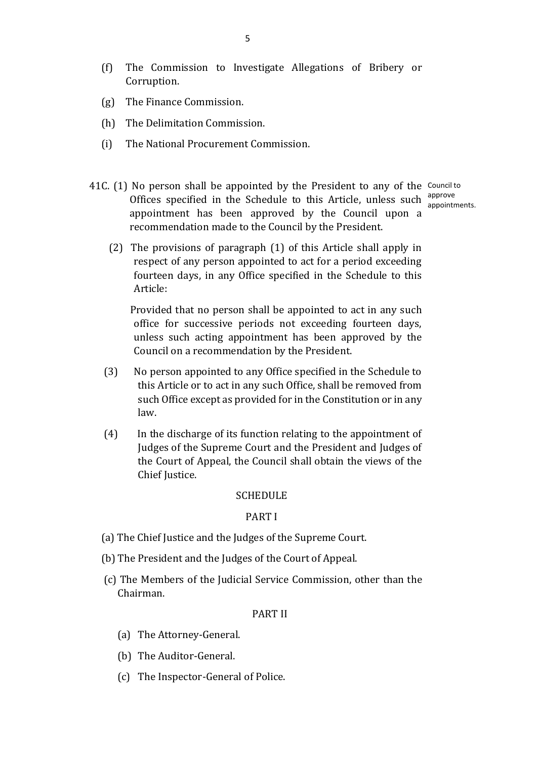(f) The Commission to Investigate Allegations of Bribery or Corruption.

(g) The Finance Commission.

(h) The Delimitation Commission.

(i) The National Procurement Commission.

41C. (1) No person shall be appointed by the President to any of the Offices specified in the Schedule to this Article, unless such appointment has been approved by the Council upon a recommendation made to the Council by the President.

Council to approve appointments.

(2) The provisions of paragraph (1) of this Article shall apply in respect of any person appointed to act for a period exceeding fourteen days, in any Office specified in the Schedule to this Article:

Provided that no person shall be appointed to act in any such office for successive periods not exceeding fourteen days, unless such acting appointment has been approved by the Council on a recommendation by the President.

(3) No person appointed to any Office specified in the Schedule to this Article or to act in any such Office, shall be removed from such Office except as provided for in the Constitution or in any law.

(4) In the discharge of its function relating to the appointment of Judges of the Supreme Court and the President and Judges of the Court of Appeal, the Council shall obtain the views of the Chief Justice.

SCHEDULE

PART I

(a) The Chief Justice and the Judges of the Supreme Court.

(b) The President and the Judges of the Court of Appeal.

(c) The Members of the Judicial Service Commission, other than the Chairman.

PART II

(a) The Attorney-General.

(b) The Auditor-General.

(c) The Inspector-General of Police.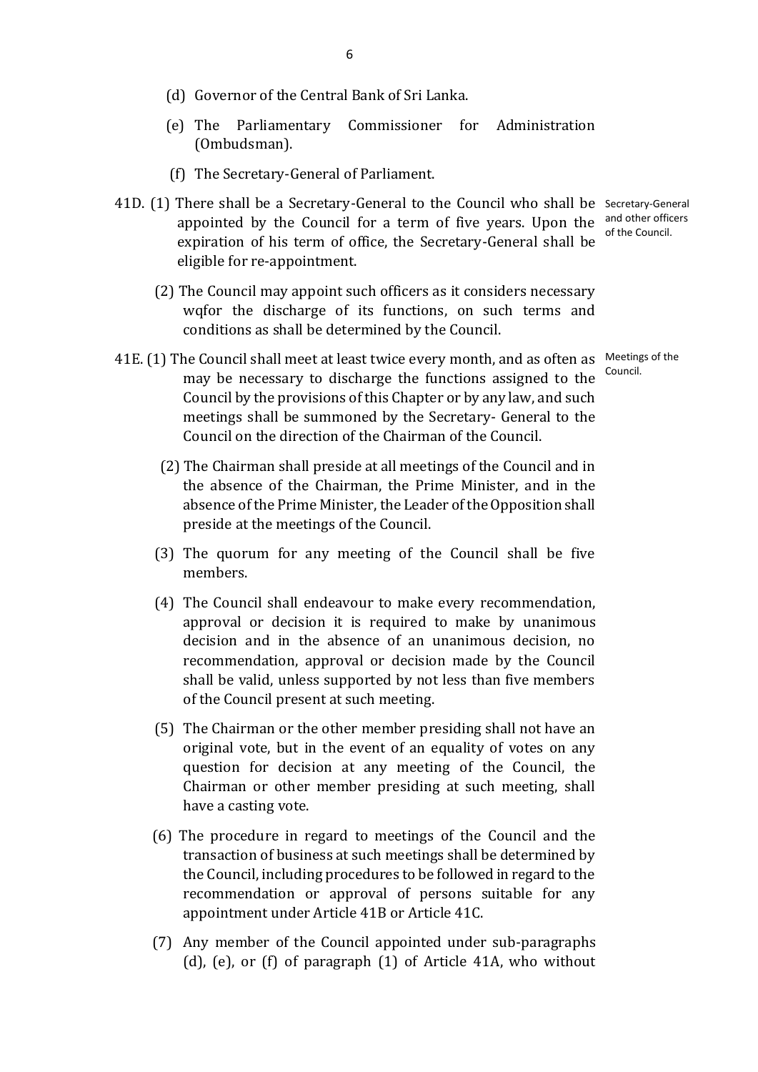(d) Governor of the Central Bank of Sri Lanka.

(e) The Parliamentary Commissioner for Administration (Ombudsman).

(f) The Secretary-General of Parliament.

41D. (1) There shall be a Secretary-General to the Council who shall be appointed by the Council for a term of five years. Upon the expiration of his term of office, the Secretary-General shall be eligible for re-appointment.

Secretary-General and other officers of the Council.

(2) The Council may appoint such officers as it considers necessary wqfor the discharge of its functions, on such terms and conditions as shall be determined by the Council.

41E. (1) The Council shall meet at least twice every month, and as often as may be necessary to discharge the functions assigned to the Council by the provisions of this Chapter or by any law, and such meetings shall be summoned by the Secretary- General to the Council on the direction of the Chairman of the Council.

Meetings of the Council.

(2) The Chairman shall preside at all meetings of the Council and in the absence of the Chairman, the Prime Minister, and in the absence of the Prime Minister, the Leader of the Opposition shall preside at the meetings of the Council.

(3) The quorum for any meeting of the Council shall be five members.

(4) The Council shall endeavour to make every recommendation, approval or decision it is required to make by unanimous decision and in the absence of an unanimous decision, no recommendation, approval or decision made by the Council shall be valid, unless supported by not less than five members of the Council present at such meeting.

(5) The Chairman or the other member presiding shall not have an original vote, but in the event of an equality of votes on any question for decision at any meeting of the Council, the Chairman or other member presiding at such meeting, shall have a casting vote.

(6) The procedure in regard to meetings of the Council and the transaction of business at such meetings shall be determined by the Council, including procedures to be followed in regard to the recommendation or approval of persons suitable for any appointment under Article 41B or Article 41C.

(7) Any member of the Council appointed under sub-paragraphs (d), (e), or (f) of paragraph (1) of Article 41A, who without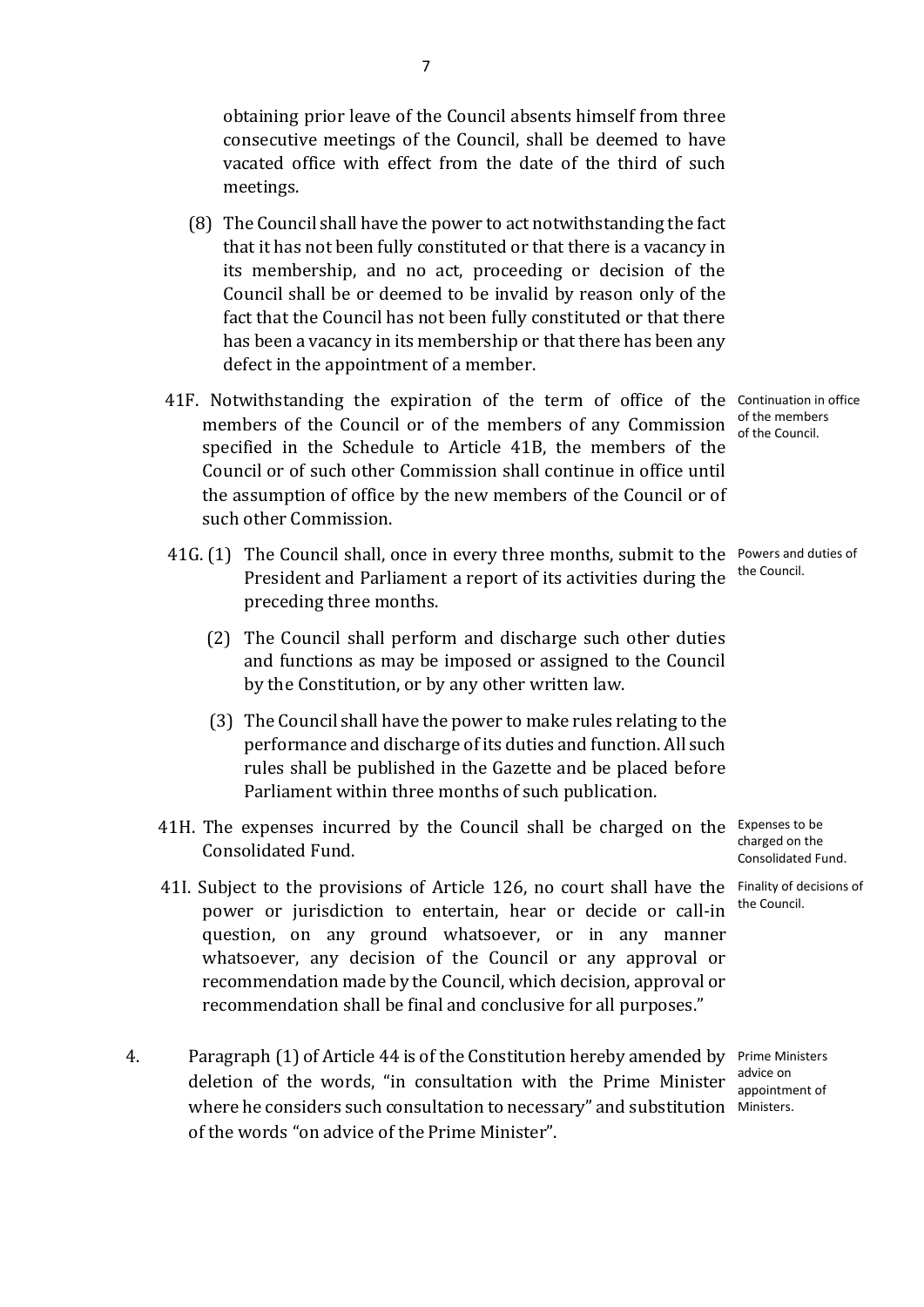obtaining prior leave of the Council absents himself from three consecutive meetings of the Council, shall be deemed to have vacated office with effect from the date of the third of such meetings.

(8) The Council shall have the power to act notwithstanding the fact that it has not been fully constituted or that there is a vacancy in its membership, and no act, proceeding or decision of the Council shall be or deemed to be invalid by reason only of the fact that the Council has not been fully constituted or that there has been a vacancy in its membership or that there has been any defect in the appointment of a member.

*Continuation in office of the members of the Council.*

41F. Notwithstanding the expiration of the term of office of the members of the Council or of the members of any Commission specified in the Schedule to Article 41B, the members of the Council or of such other Commission shall continue in office until the assumption of office by the new members of the Council or of such other Commission.

*Powers and duties of the Council.*

41G. (1) The Council shall, once in every three months, submit to the President and Parliament a report of its activities during the preceding three months.

(2) The Council shall perform and discharge such other duties and functions as may be imposed or assigned to the Council by the Constitution, or by any other written law.

(3) The Council shall have the power to make rules relating to the performance and discharge of its duties and function. All such rules shall be published in the Gazette and be placed before Parliament within three months of such publication.

*Expenses to be charged on the Consolidated Fund.*

41H. The expenses incurred by the Council shall be charged on the Consolidated Fund.

*Finality of decisions of the Council.*

41I. Subject to the provisions of Article 126, no court shall have the power or jurisdiction to entertain, hear or decide or call-in question, on any ground whatsoever, or in any manner whatsoever, any decision of the Council or any approval or recommendation made by the Council, which decision, approval or recommendation shall be final and conclusive for all purposes."

*Prime Ministers advice on appointment of Ministers.*

4. Paragraph (1) of Article 44 is of the Constitution hereby amended by deletion of the words, "in consultation with the Prime Minister where he considers such consultation to necessary" and substitution of the words "on advice of the Prime Minister".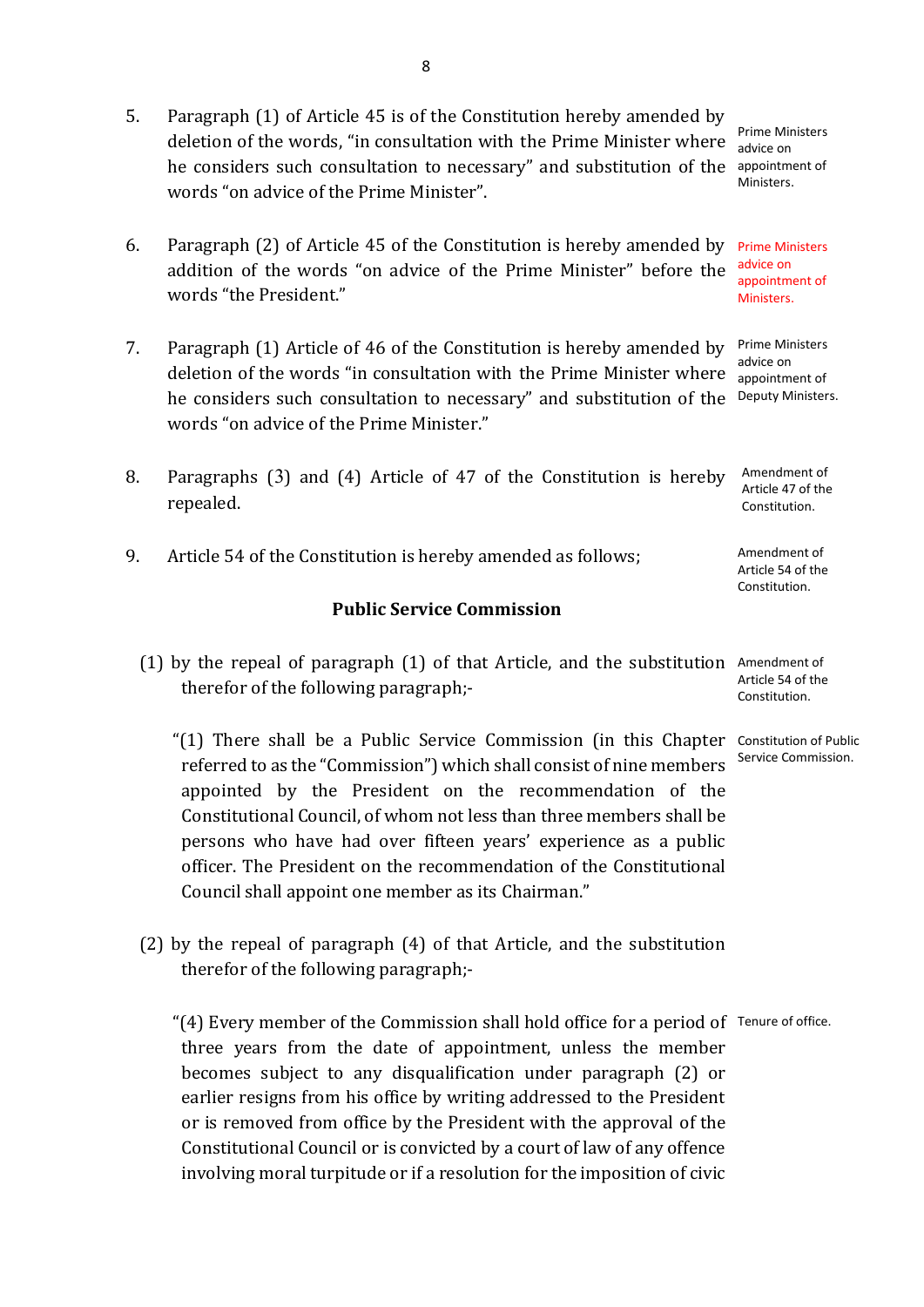5. Paragraph (1) of Article 45 is of the Constitution hereby amended by deletion of the words, "in consultation with the Prime Minister where he considers such consultation to necessary" and substitution of the words "on advice of the Prime Minister".

   *Prime Ministers advice on appointment of Ministers.*

6. Paragraph (2) of Article 45 of the Constitution is hereby amended by addition of the words "on advice of the Prime Minister" before the words "the President."

   *Prime Ministers advice on appointment of Ministers.*

7. Paragraph (1) Article of 46 of the Constitution is hereby amended by deletion of the words "in consultation with the Prime Minister where he considers such consultation to necessary" and substitution of the words "on advice of the Prime Minister."

   *Prime Ministers advice on appointment of Deputy Ministers.*

8. Paragraphs (3) and (4) Article of 47 of the Constitution is hereby repealed.

   *Amendment of Article 47 of the Constitution.*

9. Article 54 of the Constitution is hereby amended as follows;

   *Amendment of Article 54 of the Constitution.*

**Public Service Commission**

(1) by the repeal of paragraph (1) of that Article, and the substitution therefor of the following paragraph;-

*Amendment of Article 54 of the Constitution.*

"(1) There shall be a Public Service Commission (in this Chapter referred to as the "Commission") which shall consist of nine members appointed by the President on the recommendation of the Constitutional Council, of whom not less than three members shall be persons who have had over fifteen years' experience as a public officer. The President on the recommendation of the Constitutional Council shall appoint one member as its Chairman."

*Constitution of Public Service Commission.*

(2) by the repeal of paragraph (4) of that Article, and the substitution therefor of the following paragraph;-

"(4) Every member of the Commission shall hold office for a period of three years from the date of appointment, unless the member becomes subject to any disqualification under paragraph (2) or earlier resigns from his office by writing addressed to the President or is removed from office by the President with the approval of the Constitutional Council or is convicted by a court of law of any offence involving moral turpitude or if a resolution for the imposition of civic

*Tenure of office.*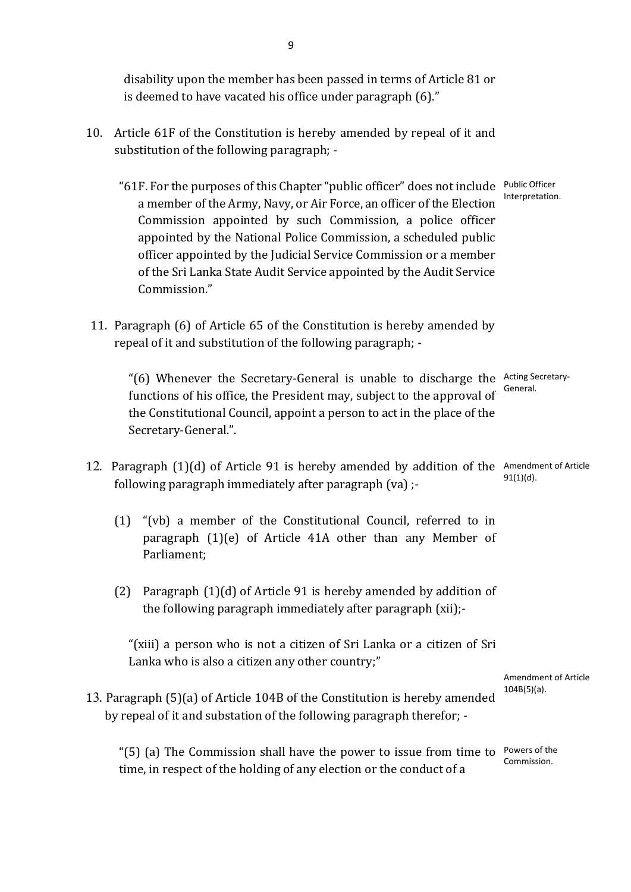disability upon the member has been passed in terms of Article 81 or is deemed to have vacated his office under paragraph (6)."

10. Article 61F of the Constitution is hereby amended by repeal of it and substitution of the following paragraph; -

"61F. For the purposes of this Chapter "public officer" does not include a member of the Army, Navy, or Air Force, an officer of the Election Commission appointed by such Commission, a police officer appointed by the National Police Commission, a scheduled public officer appointed by the Judicial Service Commission or a member of the Sri Lanka State Audit Service appointed by the Audit Service Commission."

Public Officer Interpretation.

11. Paragraph (6) of Article 65 of the Constitution is hereby amended by repeal of it and substitution of the following paragraph; -

"(6) Whenever the Secretary-General is unable to discharge the functions of his office, the President may, subject to the approval of the Constitutional Council, appoint a person to act in the place of the Secretary-General.".

Acting Secretary-General.

12. Paragraph (1)(d) of Article 91 is hereby amended by addition of the following paragraph immediately after paragraph (va) ;-

Amendment of Article 91(1)(d).

(1) "(vb) a member of the Constitutional Council, referred to in paragraph (1)(e) of Article 41A other than any Member of Parliament;

(2) Paragraph (1)(d) of Article 91 is hereby amended by addition of the following paragraph immediately after paragraph (xii);-

"(xiii) a person who is not a citizen of Sri Lanka or a citizen of Sri Lanka who is also a citizen any other country;"

Amendment of Article 104B(5)(a).

13. Paragraph (5)(a) of Article 104B of the Constitution is hereby amended by repeal of it and substation of the following paragraph therefor; -

"(5) (a) The Commission shall have the power to issue from time to time, in respect of the holding of any election or the conduct of a

Powers of the Commission.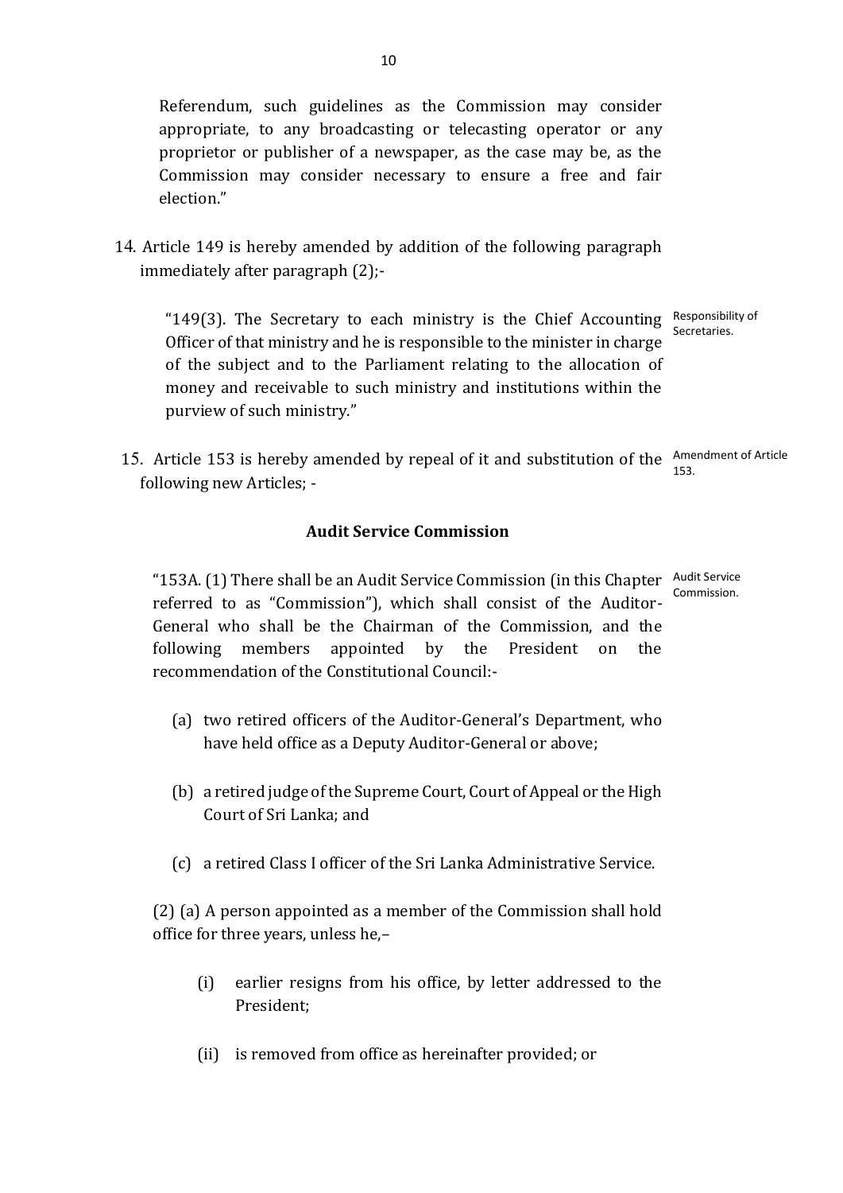Referendum, such guidelines as the Commission may consider appropriate, to any broadcasting or telecasting operator or any proprietor or publisher of a newspaper, as the case may be, as the Commission may consider necessary to ensure a free and fair election."

14. Article 149 is hereby amended by addition of the following paragraph immediately after paragraph (2);-

Responsibility of Secretaries.

"149(3). The Secretary to each ministry is the Chief Accounting Officer of that ministry and he is responsible to the minister in charge of the subject and to the Parliament relating to the allocation of money and receivable to such ministry and institutions within the purview of such ministry."

Amendment of Article 153.

15. Article 153 is hereby amended by repeal of it and substitution of the following new Articles; -

**Audit Service Commission**

Audit Service Commission.

"153A. (1) There shall be an Audit Service Commission (in this Chapter referred to as "Commission"), which shall consist of the Auditor-General who shall be the Chairman of the Commission, and the following members appointed by the President on the recommendation of the Constitutional Council:-

(a) two retired officers of the Auditor-General's Department, who have held office as a Deputy Auditor-General or above;

(b) a retired judge of the Supreme Court, Court of Appeal or the High Court of Sri Lanka; and

(c) a retired Class I officer of the Sri Lanka Administrative Service.

(2) (a) A person appointed as a member of the Commission shall hold office for three years, unless he,–

(i) earlier resigns from his office, by letter addressed to the President;

(ii) is removed from office as hereinafter provided; or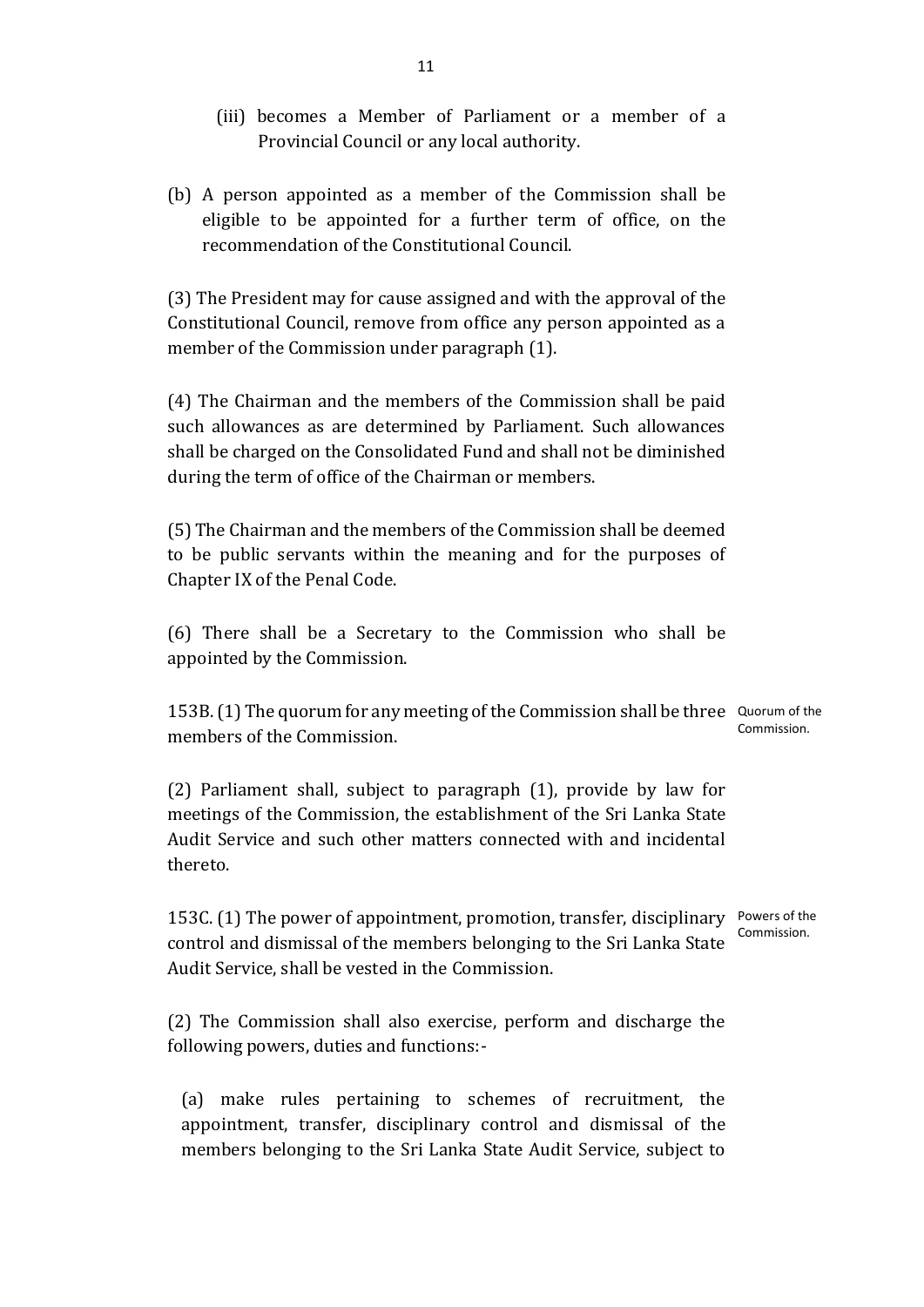(iii) becomes a Member of Parliament or a member of a Provincial Council or any local authority.

(b) A person appointed as a member of the Commission shall be eligible to be appointed for a further term of office, on the recommendation of the Constitutional Council.

(3) The President may for cause assigned and with the approval of the Constitutional Council, remove from office any person appointed as a member of the Commission under paragraph (1).

(4) The Chairman and the members of the Commission shall be paid such allowances as are determined by Parliament. Such allowances shall be charged on the Consolidated Fund and shall not be diminished during the term of office of the Chairman or members.

(5) The Chairman and the members of the Commission shall be deemed to be public servants within the meaning and for the purposes of Chapter IX of the Penal Code.

(6) There shall be a Secretary to the Commission who shall be appointed by the Commission.

Quorum of the Commission.

153B. (1) The quorum for any meeting of the Commission shall be three members of the Commission.

(2) Parliament shall, subject to paragraph (1), provide by law for meetings of the Commission, the establishment of the Sri Lanka State Audit Service and such other matters connected with and incidental thereto.

Powers of the Commission.

153C. (1) The power of appointment, promotion, transfer, disciplinary control and dismissal of the members belonging to the Sri Lanka State Audit Service, shall be vested in the Commission.

(2) The Commission shall also exercise, perform and discharge the following powers, duties and functions:-

(a) make rules pertaining to schemes of recruitment, the appointment, transfer, disciplinary control and dismissal of the members belonging to the Sri Lanka State Audit Service, subject to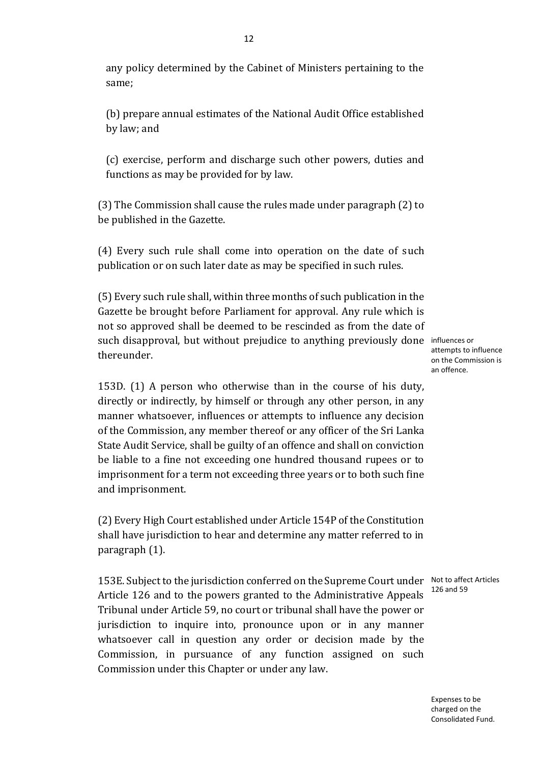any policy determined by the Cabinet of Ministers pertaining to the same;

(b) prepare annual estimates of the National Audit Office established by law; and

(c) exercise, perform and discharge such other powers, duties and functions as may be provided for by law.

(3) The Commission shall cause the rules made under paragraph (2) to be published in the Gazette.

(4) Every such rule shall come into operation on the date of such publication or on such later date as may be specified in such rules.

(5) Every such rule shall, within three months of such publication in the Gazette be brought before Parliament for approval. Any rule which is not so approved shall be deemed to be rescinded as from the date of such disapproval, but without prejudice to anything previously done thereunder.

*influences or attempts to influence on the Commission is an offence.*

153D. (1) A person who otherwise than in the course of his duty, directly or indirectly, by himself or through any other person, in any manner whatsoever, influences or attempts to influence any decision of the Commission, any member thereof or any officer of the Sri Lanka State Audit Service, shall be guilty of an offence and shall on conviction be liable to a fine not exceeding one hundred thousand rupees or to imprisonment for a term not exceeding three years or to both such fine and imprisonment.

(2) Every High Court established under Article 154P of the Constitution shall have jurisdiction to hear and determine any matter referred to in paragraph (1).

*Not to affect Articles 126 and 59*

153E. Subject to the jurisdiction conferred on the Supreme Court under Article 126 and to the powers granted to the Administrative Appeals Tribunal under Article 59, no court or tribunal shall have the power or jurisdiction to inquire into, pronounce upon or in any manner whatsoever call in question any order or decision made by the Commission, in pursuance of any function assigned on such Commission under this Chapter or under any law.

*Expenses to be charged on the Consolidated Fund.*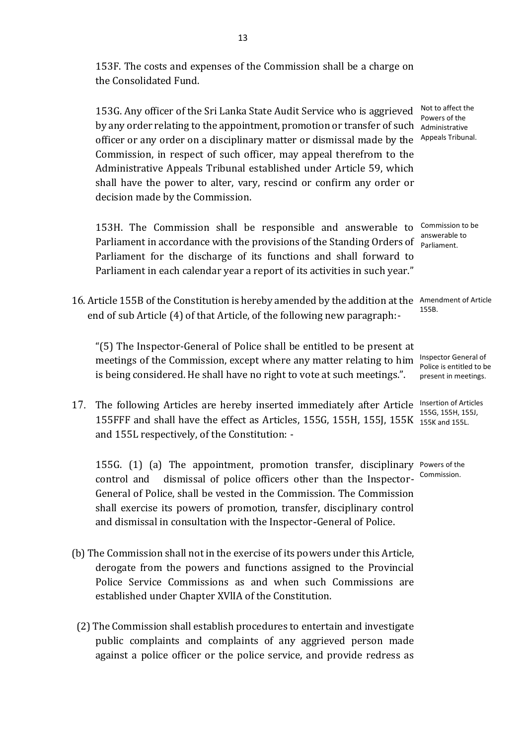153F. The costs and expenses of the Commission shall be a charge on the Consolidated Fund.

Not to affect the Powers of the Administrative Appeals Tribunal.

153G. Any officer of the Sri Lanka State Audit Service who is aggrieved by any order relating to the appointment, promotion or transfer of such officer or any order on a disciplinary matter or dismissal made by the Commission, in respect of such officer, may appeal therefrom to the Administrative Appeals Tribunal established under Article 59, which shall have the power to alter, vary, rescind or confirm any order or decision made by the Commission.

Commission to be answerable to Parliament.

153H. The Commission shall be responsible and answerable to Parliament in accordance with the provisions of the Standing Orders of Parliament for the discharge of its functions and shall forward to Parliament in each calendar year a report of its activities in such year."

Amendment of Article 155B.

16. Article 155B of the Constitution is hereby amended by the addition at the end of sub Article (4) of that Article, of the following new paragraph:-

Inspector General of Police is entitled to be present in meetings.

"(5) The Inspector-General of Police shall be entitled to be present at meetings of the Commission, except where any matter relating to him is being considered. He shall have no right to vote at such meetings.".

Insertion of Articles 155G, 155H, 155J, 155K and 155L.

17. The following Articles are hereby inserted immediately after Article 155FFF and shall have the effect as Articles, 155G, 155H, 155J, 155K and 155L respectively, of the Constitution: -

Powers of the Commission.

155G. (1) (a) The appointment, promotion transfer, disciplinary control and dismissal of police officers other than the Inspector-General of Police, shall be vested in the Commission. The Commission shall exercise its powers of promotion, transfer, disciplinary control and dismissal in consultation with the Inspector-General of Police.

(b) The Commission shall not in the exercise of its powers under this Article, derogate from the powers and functions assigned to the Provincial Police Service Commissions as and when such Commissions are established under Chapter XVIIA of the Constitution.

(2) The Commission shall establish procedures to entertain and investigate public complaints and complaints of any aggrieved person made against a police officer or the police service, and provide redress as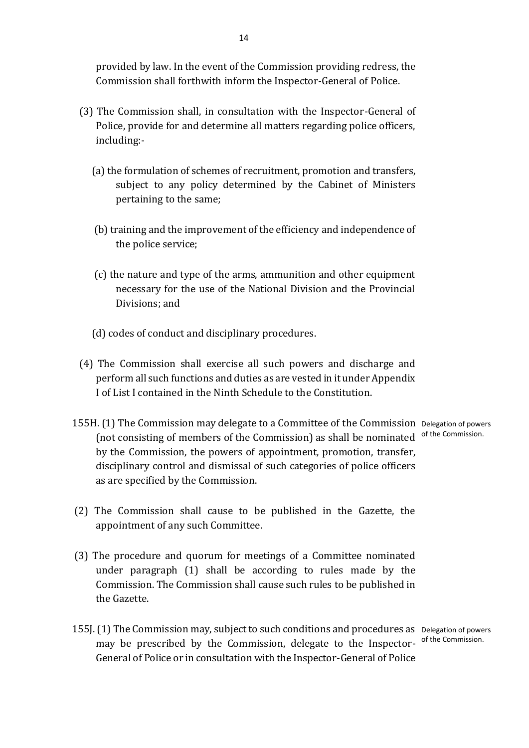provided by law. In the event of the Commission providing redress, the Commission shall forthwith inform the Inspector-General of Police.

(3) The Commission shall, in consultation with the Inspector-General of Police, provide for and determine all matters regarding police officers, including:-

(a) the formulation of schemes of recruitment, promotion and transfers, subject to any policy determined by the Cabinet of Ministers pertaining to the same;

(b) training and the improvement of the efficiency and independence of the police service;

(c) the nature and type of the arms, ammunition and other equipment necessary for the use of the National Division and the Provincial Divisions; and

(d) codes of conduct and disciplinary procedures.

(4) The Commission shall exercise all such powers and discharge and perform all such functions and duties as are vested in it under Appendix I of List I contained in the Ninth Schedule to the Constitution.

*Delegation of powers of the Commission.*

155H. (1) The Commission may delegate to a Committee of the Commission (not consisting of members of the Commission) as shall be nominated by the Commission, the powers of appointment, promotion, transfer, disciplinary control and dismissal of such categories of police officers as are specified by the Commission.

(2) The Commission shall cause to be published in the Gazette, the appointment of any such Committee.

(3) The procedure and quorum for meetings of a Committee nominated under paragraph (1) shall be according to rules made by the Commission. The Commission shall cause such rules to be published in the Gazette.

*Delegation of powers of the Commission.*

155J. (1) The Commission may, subject to such conditions and procedures as may be prescribed by the Commission, delegate to the Inspector-General of Police or in consultation with the Inspector-General of Police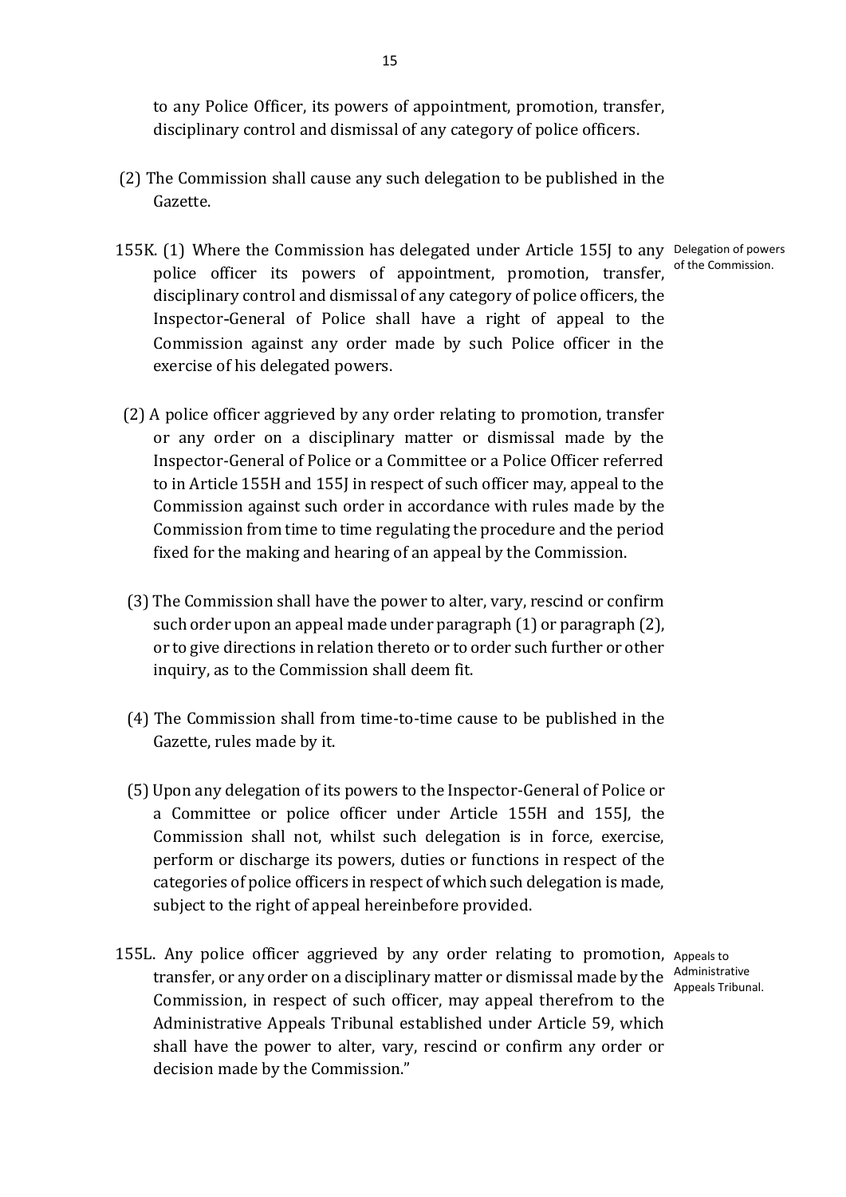to any Police Officer, its powers of appointment, promotion, transfer, disciplinary control and dismissal of any category of police officers.

(2) The Commission shall cause any such delegation to be published in the Gazette.

155K. (1) Where the Commission has delegated under Article 155J to any police officer its powers of appointment, promotion, transfer, disciplinary control and dismissal of any category of police officers, the Inspector-General of Police shall have a right of appeal to the Commission against any order made by such Police officer in the exercise of his delegated powers.

*Delegation of powers of the Commission.*

(2) A police officer aggrieved by any order relating to promotion, transfer or any order on a disciplinary matter or dismissal made by the Inspector-General of Police or a Committee or a Police Officer referred to in Article 155H and 155J in respect of such officer may, appeal to the Commission against such order in accordance with rules made by the Commission from time to time regulating the procedure and the period fixed for the making and hearing of an appeal by the Commission.

(3) The Commission shall have the power to alter, vary, rescind or confirm such order upon an appeal made under paragraph (1) or paragraph (2), or to give directions in relation thereto or to order such further or other inquiry, as to the Commission shall deem fit.

(4) The Commission shall from time-to-time cause to be published in the Gazette, rules made by it.

(5) Upon any delegation of its powers to the Inspector-General of Police or a Committee or police officer under Article 155H and 155J, the Commission shall not, whilst such delegation is in force, exercise, perform or discharge its powers, duties or functions in respect of the categories of police officers in respect of which such delegation is made, subject to the right of appeal hereinbefore provided.

155L. Any police officer aggrieved by any order relating to promotion, transfer, or any order on a disciplinary matter or dismissal made by the Commission, in respect of such officer, may appeal therefrom to the Administrative Appeals Tribunal established under Article 59, which shall have the power to alter, vary, rescind or confirm any order or decision made by the Commission."

*Appeals to Administrative Appeals Tribunal.*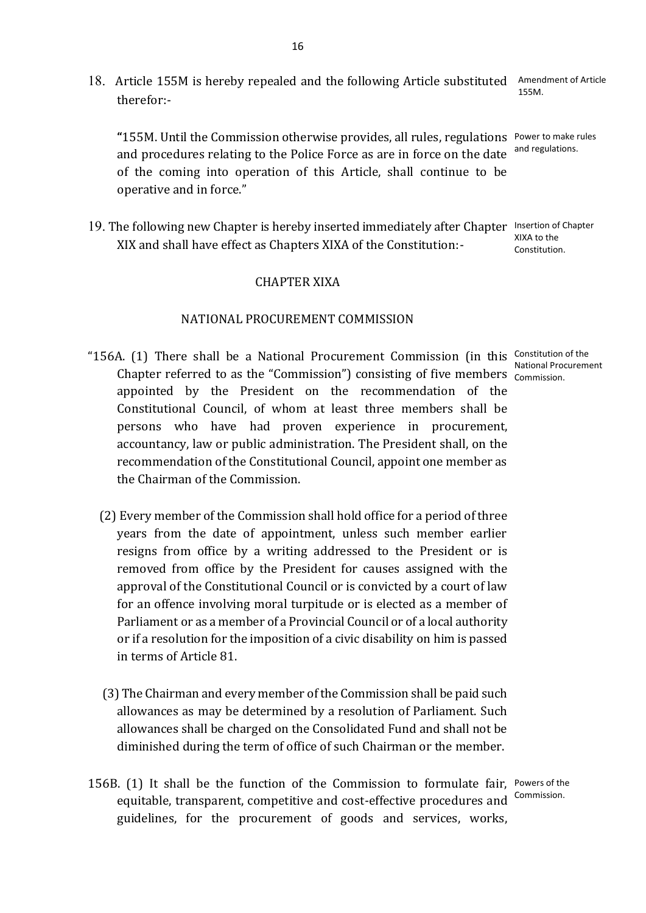18. Article 155M is hereby repealed and the following Article substituted therefor:-

*Amendment of Article 155M.*

"155M. Until the Commission otherwise provides, all rules, regulations and procedures relating to the Police Force as are in force on the date of the coming into operation of this Article, shall continue to be operative and in force."

*Power to make rules and regulations.*

19. The following new Chapter is hereby inserted immediately after Chapter XIX and shall have effect as Chapters XIXA of the Constitution:-

*Insertion of Chapter XIXA to the Constitution.*

## CHAPTER XIXA

## NATIONAL PROCUREMENT COMMISSION

"156A. (1) There shall be a National Procurement Commission (in this Chapter referred to as the "Commission") consisting of five members appointed by the President on the recommendation of the Constitutional Council, of whom at least three members shall be persons who have had proven experience in procurement, accountancy, law or public administration. The President shall, on the recommendation of the Constitutional Council, appoint one member as the Chairman of the Commission.

*Constitution of the National Procurement Commission.*

(2) Every member of the Commission shall hold office for a period of three years from the date of appointment, unless such member earlier resigns from office by a writing addressed to the President or is removed from office by the President for causes assigned with the approval of the Constitutional Council or is convicted by a court of law for an offence involving moral turpitude or is elected as a member of Parliament or as a member of a Provincial Council or of a local authority or if a resolution for the imposition of a civic disability on him is passed in terms of Article 81.

(3) The Chairman and every member of the Commission shall be paid such allowances as may be determined by a resolution of Parliament. Such allowances shall be charged on the Consolidated Fund and shall not be diminished during the term of office of such Chairman or the member.

156B. (1) It shall be the function of the Commission to formulate fair, equitable, transparent, competitive and cost-effective procedures and guidelines, for the procurement of goods and services, works,

*Powers of the Commission.*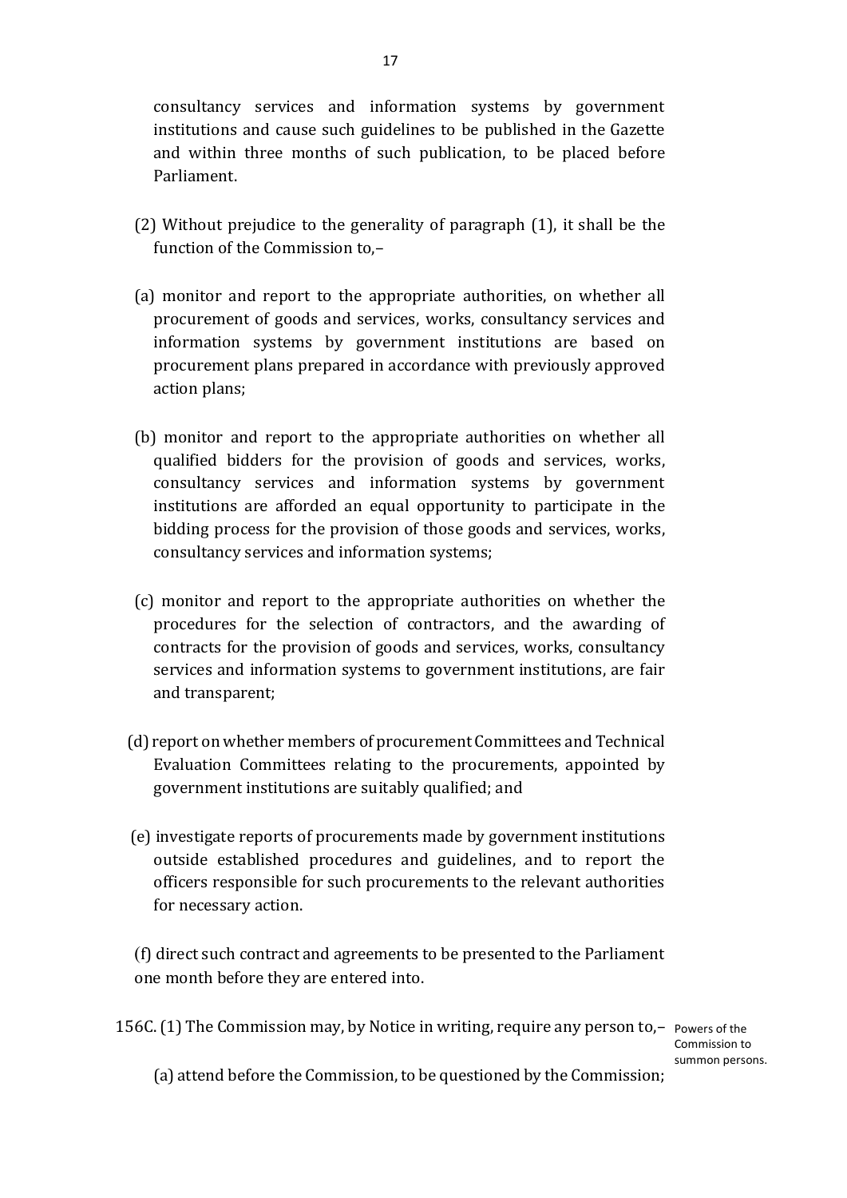consultancy services and information systems by government institutions and cause such guidelines to be published in the Gazette and within three months of such publication, to be placed before Parliament.

(2) Without prejudice to the generality of paragraph (1), it shall be the function of the Commission to,–

(a) monitor and report to the appropriate authorities, on whether all procurement of goods and services, works, consultancy services and information systems by government institutions are based on procurement plans prepared in accordance with previously approved action plans;

(b) monitor and report to the appropriate authorities on whether all qualified bidders for the provision of goods and services, works, consultancy services and information systems by government institutions are afforded an equal opportunity to participate in the bidding process for the provision of those goods and services, works, consultancy services and information systems;

(c) monitor and report to the appropriate authorities on whether the procedures for the selection of contractors, and the awarding of contracts for the provision of goods and services, works, consultancy services and information systems to government institutions, are fair and transparent;

(d) report on whether members of procurement Committees and Technical Evaluation Committees relating to the procurements, appointed by government institutions are suitably qualified; and

(e) investigate reports of procurements made by government institutions outside established procedures and guidelines, and to report the officers responsible for such procurements to the relevant authorities for necessary action.

(f) direct such contract and agreements to be presented to the Parliament one month before they are entered into.

Powers of the Commission to summon persons.

156C. (1) The Commission may, by Notice in writing, require any person to,–

(a) attend before the Commission, to be questioned by the Commission;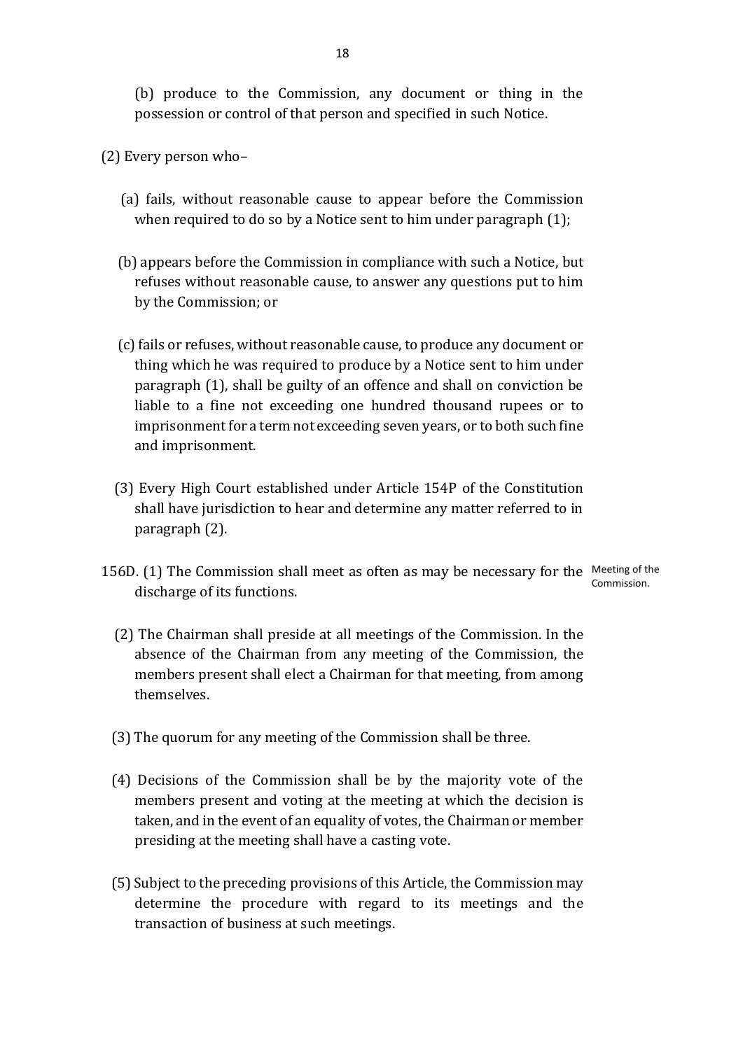(b) produce to the Commission, any document or thing in the possession or control of that person and specified in such Notice.

(2) Every person who–

(a) fails, without reasonable cause to appear before the Commission when required to do so by a Notice sent to him under paragraph (1);

(b) appears before the Commission in compliance with such a Notice, but refuses without reasonable cause, to answer any questions put to him by the Commission; or

(c) fails or refuses, without reasonable cause, to produce any document or thing which he was required to produce by a Notice sent to him under paragraph (1), shall be guilty of an offence and shall on conviction be liable to a fine not exceeding one hundred thousand rupees or to imprisonment for a term not exceeding seven years, or to both such fine and imprisonment.

(3) Every High Court established under Article 154P of the Constitution shall have jurisdiction to hear and determine any matter referred to in paragraph (2).

156D. (1) The Commission shall meet as often as may be necessary for the discharge of its functions.

*Meeting of the Commission.*

(2) The Chairman shall preside at all meetings of the Commission. In the absence of the Chairman from any meeting of the Commission, the members present shall elect a Chairman for that meeting, from among themselves.

(3) The quorum for any meeting of the Commission shall be three.

(4) Decisions of the Commission shall be by the majority vote of the members present and voting at the meeting at which the decision is taken, and in the event of an equality of votes, the Chairman or member presiding at the meeting shall have a casting vote.

(5) Subject to the preceding provisions of this Article, the Commission may determine the procedure with regard to its meetings and the transaction of business at such meetings.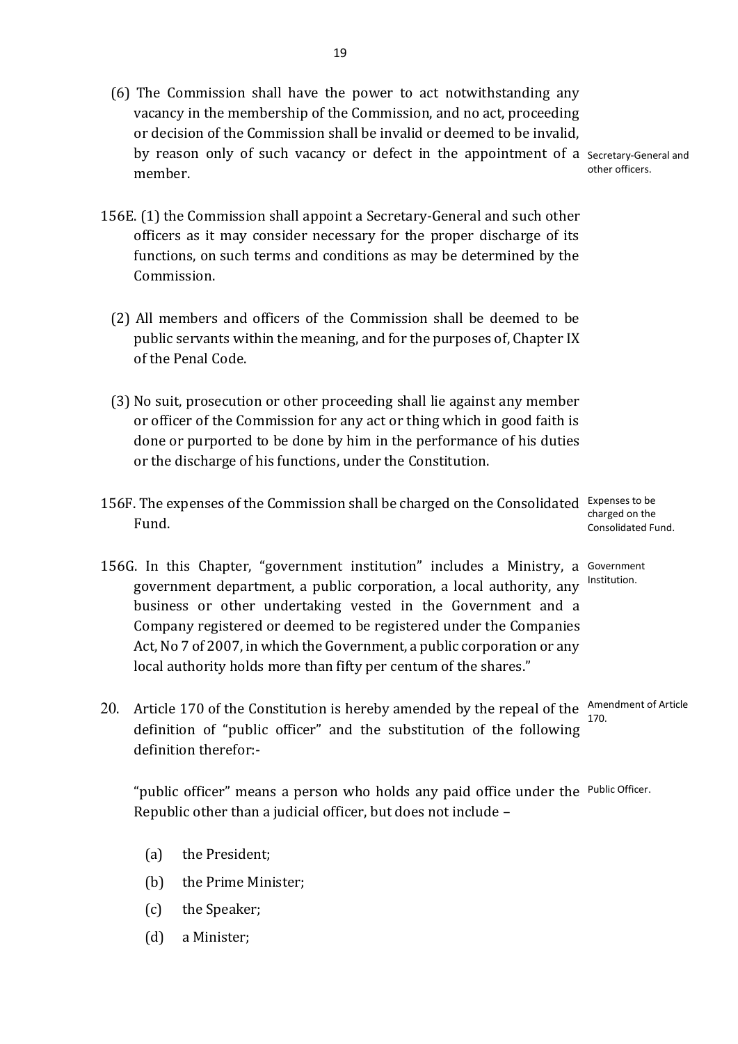(6) The Commission shall have the power to act notwithstanding any vacancy in the membership of the Commission, and no act, proceeding or decision of the Commission shall be invalid or deemed to be invalid, by reason only of such vacancy or defect in the appointment of a member.

Secretary-General and other officers.

156E. (1) the Commission shall appoint a Secretary-General and such other officers as it may consider necessary for the proper discharge of its functions, on such terms and conditions as may be determined by the Commission.

(2) All members and officers of the Commission shall be deemed to be public servants within the meaning, and for the purposes of, Chapter IX of the Penal Code.

(3) No suit, prosecution or other proceeding shall lie against any member or officer of the Commission for any act or thing which in good faith is done or purported to be done by him in the performance of his duties or the discharge of his functions, under the Constitution.

Expenses to be charged on the Consolidated Fund.

156F. The expenses of the Commission shall be charged on the Consolidated Fund.

Government Institution.

156G. In this Chapter, "government institution" includes a Ministry, a government department, a public corporation, a local authority, any business or other undertaking vested in the Government and a Company registered or deemed to be registered under the Companies Act, No 7 of 2007, in which the Government, a public corporation or any local authority holds more than fifty per centum of the shares."

Amendment of Article 170.

20. Article 170 of the Constitution is hereby amended by the repeal of the definition of "public officer" and the substitution of the following definition therefor:-

Public Officer.

"public officer" means a person who holds any paid office under the Republic other than a judicial officer, but does not include –

(a) the President;

(b) the Prime Minister;

(c) the Speaker;

(d) a Minister;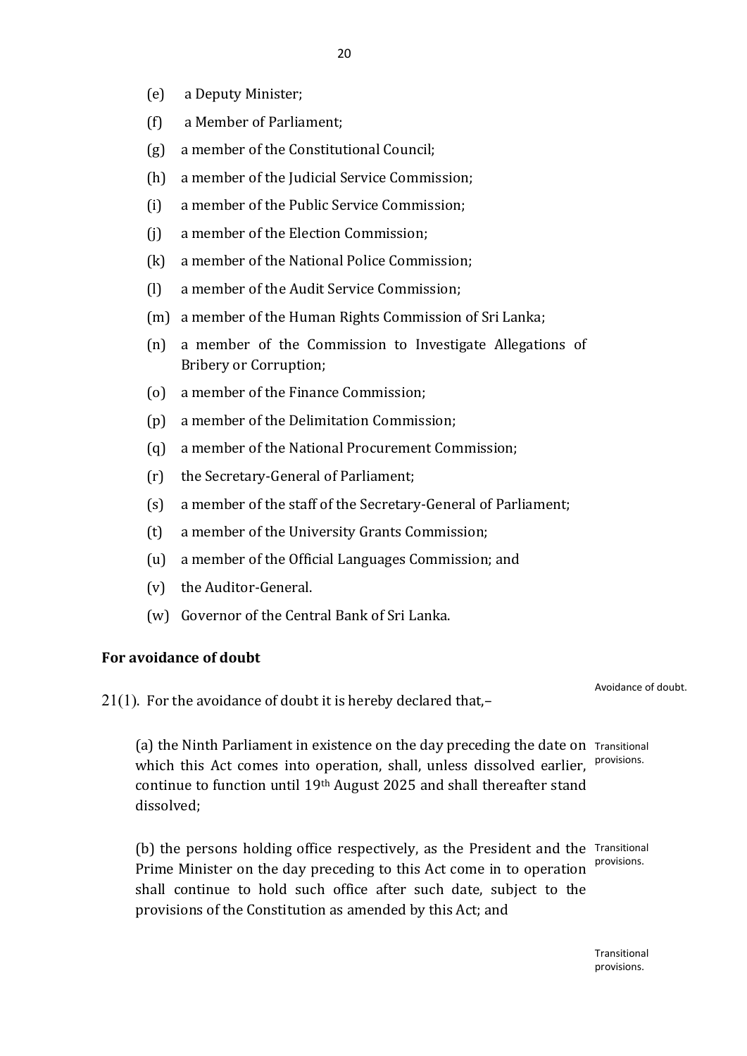(e) a Deputy Minister;

(f) a Member of Parliament;

(g) a member of the Constitutional Council;

(h) a member of the Judicial Service Commission;

(i) a member of the Public Service Commission;

(j) a member of the Election Commission;

(k) a member of the National Police Commission;

(l) a member of the Audit Service Commission;

(m) a member of the Human Rights Commission of Sri Lanka;

(n) a member of the Commission to Investigate Allegations of Bribery or Corruption;

(o) a member of the Finance Commission;

(p) a member of the Delimitation Commission;

(q) a member of the National Procurement Commission;

(r) the Secretary-General of Parliament;

(s) a member of the staff of the Secretary-General of Parliament;

(t) a member of the University Grants Commission;

(u) a member of the Official Languages Commission; and

(v) the Auditor-General.

(w) Governor of the Central Bank of Sri Lanka.

**For avoidance of doubt**

Avoidance of doubt.

21(1). For the avoidance of doubt it is hereby declared that,–

Transitional provisions.

(a) the Ninth Parliament in existence on the day preceding the date on which this Act comes into operation, shall, unless dissolved earlier, continue to function until 19th August 2025 and shall thereafter stand dissolved;

Transitional provisions.

(b) the persons holding office respectively, as the President and the Prime Minister on the day preceding to this Act come in to operation shall continue to hold such office after such date, subject to the provisions of the Constitution as amended by this Act; and

Transitional provisions.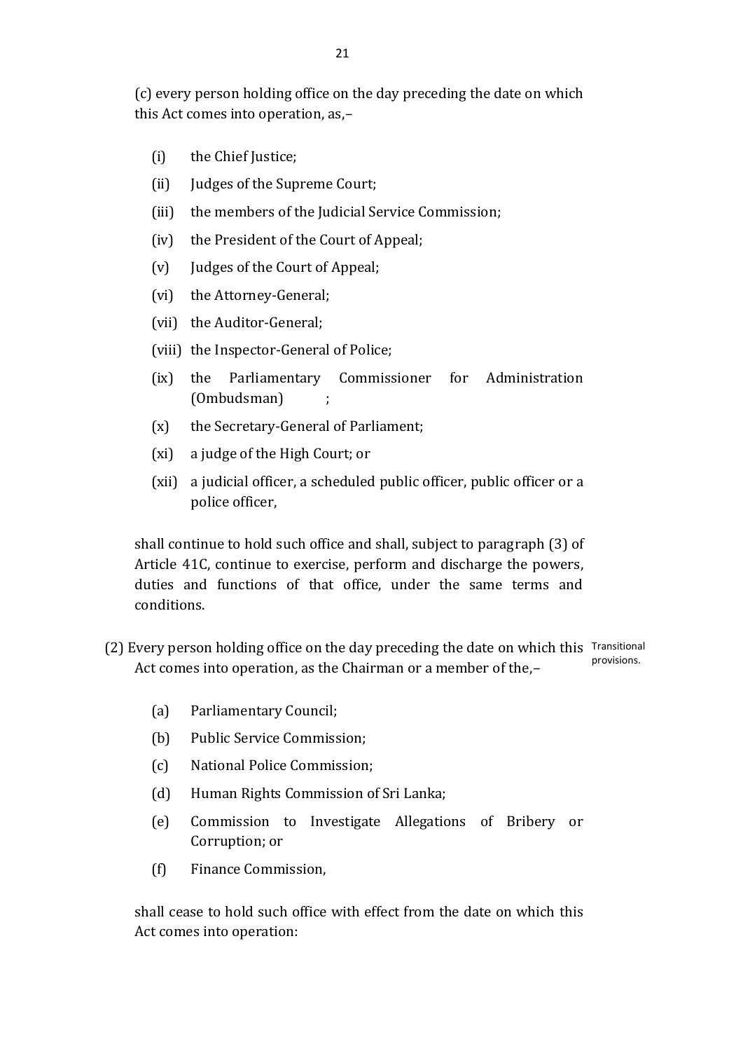(c) every person holding office on the day preceding the date on which this Act comes into operation, as,–

- (i) the Chief Justice;
- (ii) Judges of the Supreme Court;
- (iii) the members of the Judicial Service Commission;
- (iv) the President of the Court of Appeal;
- (v) Judges of the Court of Appeal;
- (vi) the Attorney-General;
- (vii) the Auditor-General;
- (viii) the Inspector-General of Police;
- (ix) the Parliamentary Commissioner for Administration (Ombudsman) ;
- (x) the Secretary-General of Parliament;
- (xi) a judge of the High Court; or
- (xii) a judicial officer, a scheduled public officer, public officer or a police officer,

shall continue to hold such office and shall, subject to paragraph (3) of Article 41C, continue to exercise, perform and discharge the powers, duties and functions of that office, under the same terms and conditions.

Transitional provisions.

(2) Every person holding office on the day preceding the date on which this Act comes into operation, as the Chairman or a member of the,–

- (a) Parliamentary Council;
- (b) Public Service Commission;
- (c) National Police Commission;
- (d) Human Rights Commission of Sri Lanka;
- (e) Commission to Investigate Allegations of Bribery or Corruption; or
- (f) Finance Commission,

shall cease to hold such office with effect from the date on which this Act comes into operation: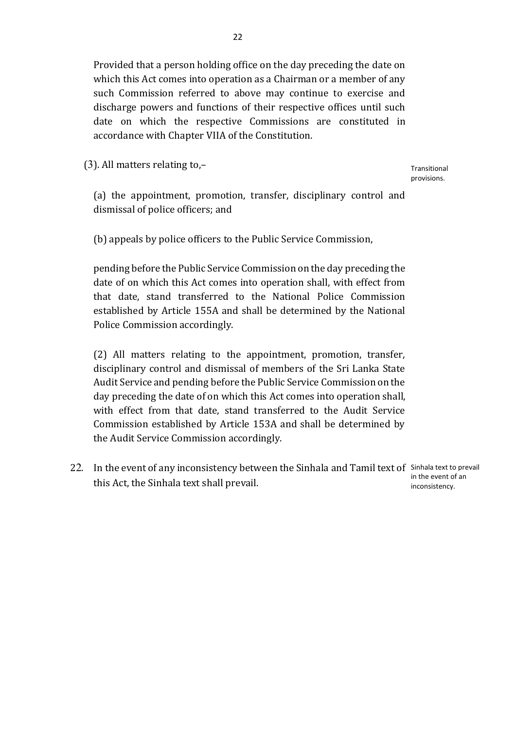Provided that a person holding office on the day preceding the date on which this Act comes into operation as a Chairman or a member of any such Commission referred to above may continue to exercise and discharge powers and functions of their respective offices until such date on which the respective Commissions are constituted in accordance with Chapter VIIA of the Constitution.

(3). All matters relating to,–

Transitional provisions.

(a) the appointment, promotion, transfer, disciplinary control and dismissal of police officers; and

(b) appeals by police officers to the Public Service Commission,

pending before the Public Service Commission on the day preceding the date of on which this Act comes into operation shall, with effect from that date, stand transferred to the National Police Commission established by Article 155A and shall be determined by the National Police Commission accordingly.

(2) All matters relating to the appointment, promotion, transfer, disciplinary control and dismissal of members of the Sri Lanka State Audit Service and pending before the Public Service Commission on the day preceding the date of on which this Act comes into operation shall, with effect from that date, stand transferred to the Audit Service Commission established by Article 153A and shall be determined by the Audit Service Commission accordingly.

22. In the event of any inconsistency between the Sinhala and Tamil text of this Act, the Sinhala text shall prevail.

Sinhala text to prevail in the event of an inconsistency.